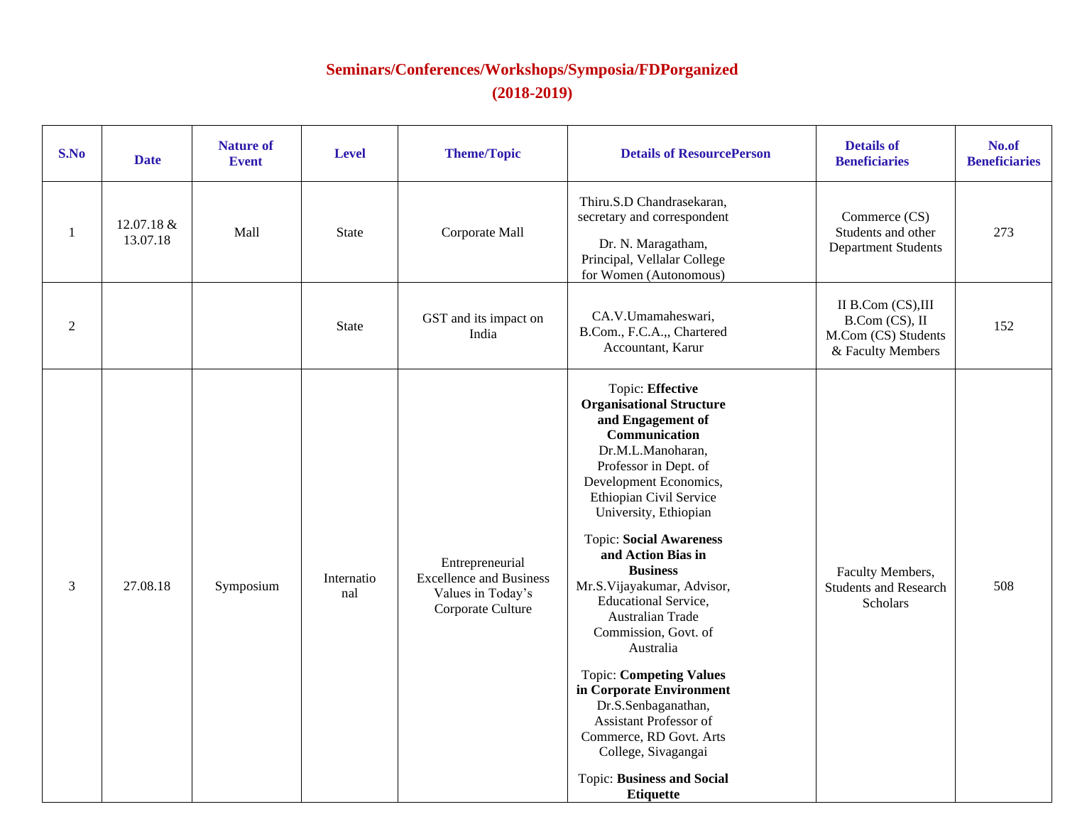## Seminars/Conferences/Workshops/Symposia/FDPorganized

## (2018-2019)

| S.No | Date | Nature of Event | Level | Theme/Topic | Details of ResourcePerson | Details of Beneficiaries | No.of Beneficiaries |
|---|---|---|---|---|---|---|---|
| 1 | 12.07.18 & 13.07.18 | Mall | State | Corporate Mall | Thiru.S.D Chandrasekaran, secretary and correspondent<br><br>Dr. N. Maragatham, Principal, Vellalar College for Women (Autonomous) | Commerce (CS) Students and other Department Students | 273 |
| 2 | | | State | GST and its impact on India | CA.V.Umamaheswari, B.Com., F.C.A.,, Chartered Accountant, Karur | II B.Com (CS),III B.Com (CS), II M.Com (CS) Students & Faculty Members | 152 |
| 3 | 27.08.18 | Symposium | International | Entrepreneurial Excellence and Business Values in Today's Corporate Culture | Topic: **Effective Organisational Structure and Engagement of Communication** Dr.M.L.Manoharan, Professor in Dept. of Development Economics, Ethiopian Civil Service University, Ethiopian<br><br>Topic: **Social Awareness and Action Bias in Business** Mr.S.Vijayakumar, Advisor, Educational Service, Australian Trade Commission, Govt. of Australia<br><br>Topic: **Competing Values in Corporate Environment** Dr.S.Senbaganathan, Assistant Professor of Commerce, RD Govt. Arts College, Sivagangai<br><br>Topic: **Business and Social Etiquette** | Faculty Members, Students and Research Scholars | 508 |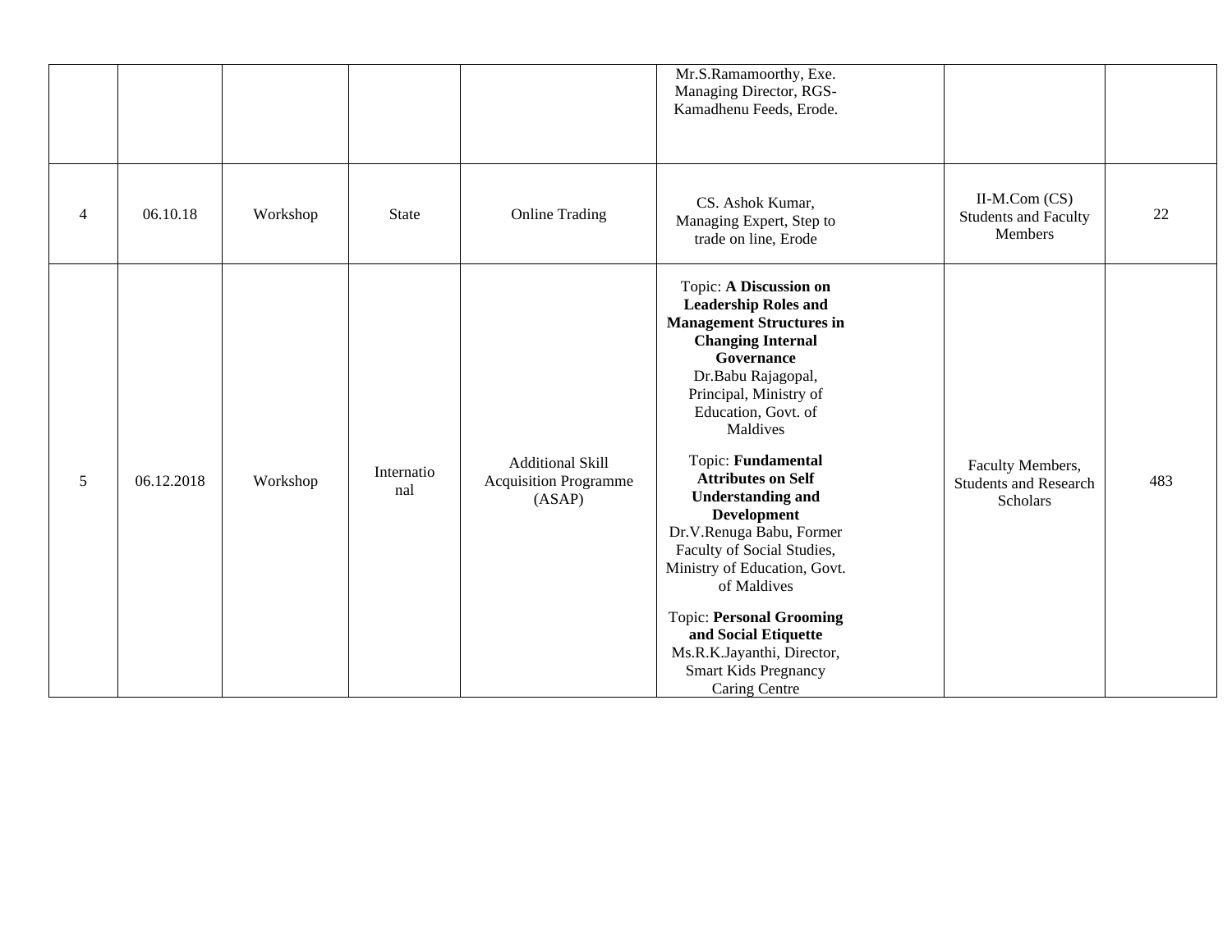| | | | | | | | |
|---|---|---|---|---|---|---|---|
| | | | | | Mr.S.Ramamoorthy, Exe. Managing Director, RGS-Kamadhenu Feeds, Erode. | | |
| 4 | 06.10.18 | Workshop | State | Online Trading | CS. Ashok Kumar, Managing Expert, Step to trade on line, Erode | II-M.Com (CS) Students and Faculty Members | 22 |
| 5 | 06.12.2018 | Workshop | International | Additional Skill Acquisition Programme (ASAP) | Topic: **A Discussion on Leadership Roles and Management Structures in Changing Internal Governance** Dr.Babu Rajagopal, Principal, Ministry of Education, Govt. of Maldives<br>Topic: **Fundamental Attributes on Self Understanding and Development** Dr.V.Renuga Babu, Former Faculty of Social Studies, Ministry of Education, Govt. of Maldives<br>Topic: **Personal Grooming and Social Etiquette** Ms.R.K.Jayanthi, Director, Smart Kids Pregnancy Caring Centre | Faculty Members, Students and Research Scholars | 483 |